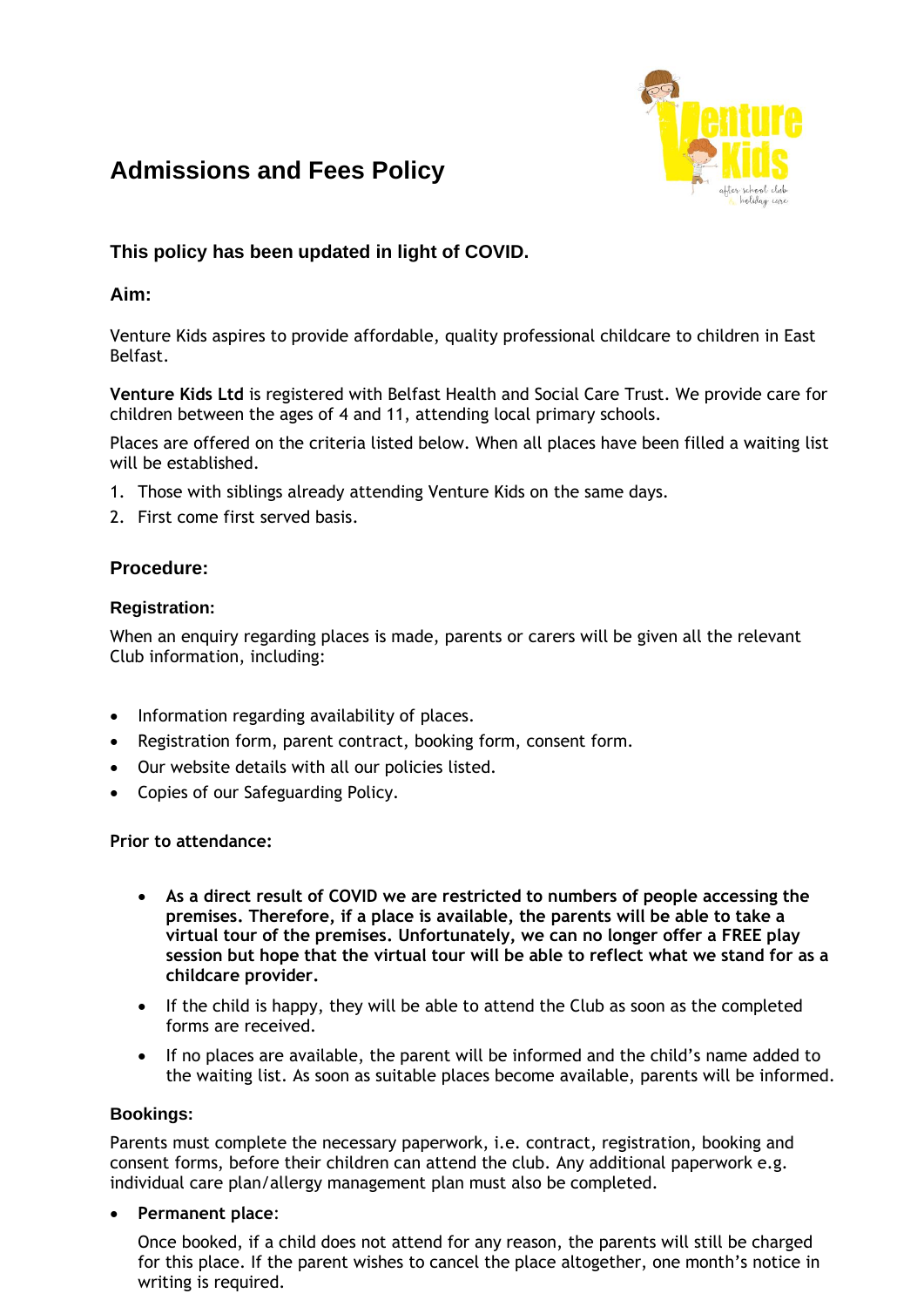# Admissions and Fees Policy

### This policy has been updated in light of COVID.

### Aim:

Venture Kids aspires to provide affordable, quality professional childcare to children in East Belfast.

**Venture Kids Ltd** is registered with Belfast Health and Social Care Trust. We provide care for children between the ages of 4 and 11, attending local primary schools.

Places are offered on the criteria listed below. When all places have been filled a waiting list will be established.

1. Those with siblings already attending Venture Kids on the same days.
2. First come first served basis.

### Procedure:

#### Registration:

When an enquiry regarding places is made, parents or carers will be given all the relevant Club information, including:

- Information regarding availability of places.
- Registration form, parent contract, booking form, consent form.
- Our website details with all our policies listed.
- Copies of our Safeguarding Policy.

**Prior to attendance:**

- **As a direct result of COVID we are restricted to numbers of people accessing the premises. Therefore, if a place is available, the parents will be able to take a virtual tour of the premises. Unfortunately, we can no longer offer a FREE play session but hope that the virtual tour will be able to reflect what we stand for as a childcare provider.**
- If the child is happy, they will be able to attend the Club as soon as the completed forms are received.
- If no places are available, the parent will be informed and the child's name added to the waiting list. As soon as suitable places become available, parents will be informed.

#### Bookings:

Parents must complete the necessary paperwork, i.e. contract, registration, booking and consent forms, before their children can attend the club. Any additional paperwork e.g. individual care plan/allergy management plan must also be completed.

- **Permanent place**:

  Once booked, if a child does not attend for any reason, the parents will still be charged for this place. If the parent wishes to cancel the place altogether, one month's notice in writing is required.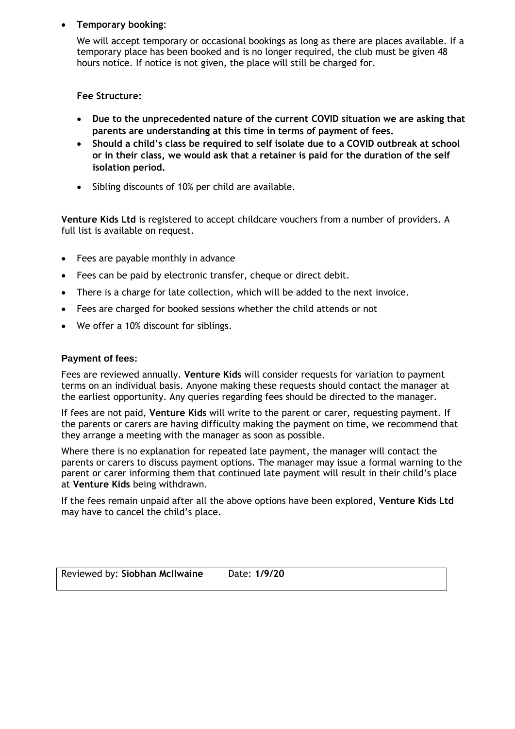- **Temporary booking**:

  We will accept temporary or occasional bookings as long as there are places available. If a temporary place has been booked and is no longer required, the club must be given 48 hours notice. If notice is not given, the place will still be charged for.

  **Fee Structure:**

- **Due to the unprecedented nature of the current COVID situation we are asking that parents are understanding at this time in terms of payment of fees.**
- **Should a child's class be required to self isolate due to a COVID outbreak at school or in their class, we would ask that a retainer is paid for the duration of the self isolation period.**
- Sibling discounts of 10% per child are available.

**Venture Kids Ltd** is registered to accept childcare vouchers from a number of providers. A full list is available on request.

- Fees are payable monthly in advance
- Fees can be paid by electronic transfer, cheque or direct debit.
- There is a charge for late collection, which will be added to the next invoice.
- Fees are charged for booked sessions whether the child attends or not
- We offer a 10% discount for siblings.

### Payment of fees:

Fees are reviewed annually. **Venture Kids** will consider requests for variation to payment terms on an individual basis. Anyone making these requests should contact the manager at the earliest opportunity. Any queries regarding fees should be directed to the manager.

If fees are not paid, **Venture Kids** will write to the parent or carer, requesting payment. If the parents or carers are having difficulty making the payment on time, we recommend that they arrange a meeting with the manager as soon as possible.

Where there is no explanation for repeated late payment, the manager will contact the parents or carers to discuss payment options. The manager may issue a formal warning to the parent or carer informing them that continued late payment will result in their child's place at **Venture Kids** being withdrawn.

If the fees remain unpaid after all the above options have been explored, **Venture Kids Ltd** may have to cancel the child's place.

| | |
|---|---|
| Reviewed by: **Siobhan McIlwaine** | Date: **1/9/20** |